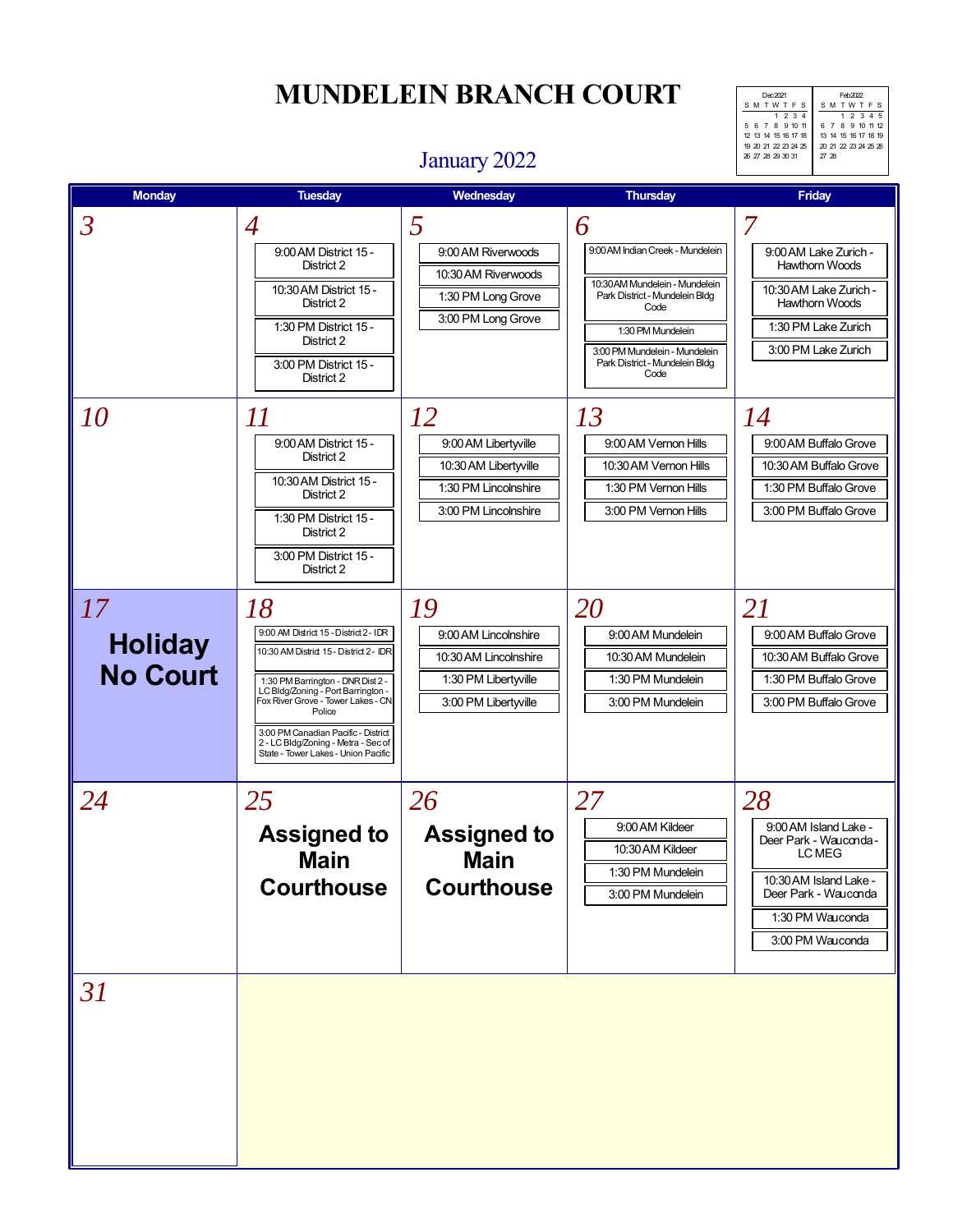# MUNDELEIN BRANCH COURT

## January 2022

| Dec 2021 | | | | | | |
|---|---|---|---|---|---|---|
| S | M | T | W | T | F | S |
| | | | 1 | 2 | 3 | 4 |
| 5 | 6 | 7 | 8 | 9 | 10 | 11 |
| 12 | 13 | 14 | 15 | 16 | 17 | 18 |
| 19 | 20 | 21 | 22 | 23 | 24 | 25 |
| 26 | 27 | 28 | 29 | 30 | 31 | |

| Feb 2022 | | | | | | |
|---|---|---|---|---|---|---|
| S | M | T | W | T | F | S |
| | | 1 | 2 | 3 | 4 | 5 |
| 6 | 7 | 8 | 9 | 10 | 11 | 12 |
| 13 | 14 | 15 | 16 | 17 | 18 | 19 |
| 20 | 21 | 22 | 23 | 24 | 25 | 26 |
| 27 | 28 | | | | | |

| Monday | Tuesday | Wednesday | Thursday | Friday |
|---|---|---|---|---|
| 3 | 4<br>9:00 AM District 15 - District 2<br>10:30 AM District 15 - District 2<br>1:30 PM District 15 - District 2<br>3:00 PM District 15 - District 2 | 5<br>9:00 AM Riverwoods<br>10:30 AM Riverwoods<br>1:30 PM Long Grove<br>3:00 PM Long Grove | 6<br>9:00 AM Indian Creek - Mundelein<br>10:30 AM Mundelein - Mundelein Park District - Mundelein Bldg Code<br>1:30 PM Mundelein<br>3:00 PM Mundelein - Mundelein Park District - Mundelein Bldg Code | 7<br>9:00 AM Lake Zurich - Hawthorn Woods<br>10:30 AM Lake Zurich - Hawthorn Woods<br>1:30 PM Lake Zurich<br>3:00 PM Lake Zurich |
| 10 | 11<br>9:00 AM District 15 - District 2<br>10:30 AM District 15 - District 2<br>1:30 PM District 15 - District 2<br>3:00 PM District 15 - District 2 | 12<br>9:00 AM Libertyville<br>10:30 AM Libertyville<br>1:30 PM Lincolnshire<br>3:00 PM Lincolnshire | 13<br>9:00 AM Vernon Hills<br>10:30 AM Vernon Hills<br>1:30 PM Vernon Hills<br>3:00 PM Vernon Hills | 14<br>9:00 AM Buffalo Grove<br>10:30 AM Buffalo Grove<br>1:30 PM Buffalo Grove<br>3:00 PM Buffalo Grove |
| 17<br>**Holiday No Court** | 18<br>9:00 AM District 15 - District 2 - IDR<br>10:30 AM District 15 - District 2 - IDR<br>1:30 PM Barrington - DNR Dist 2 - LC Bldg/Zoning - Port Barrington - Fox River Grove - Tower Lakes - CN Police<br>3:00 PM Canadian Pacific - District 2 - LC Bldg/Zoning - Metra - Sec of State - Tower Lakes - Union Pacific | 19<br>9:00 AM Lincolnshire<br>10:30 AM Lincolnshire<br>1:30 PM Libertyville<br>3:00 PM Libertyville | 20<br>9:00 AM Mundelein<br>10:30 AM Mundelein<br>1:30 PM Mundelein<br>3:00 PM Mundelein | 21<br>9:00 AM Buffalo Grove<br>10:30 AM Buffalo Grove<br>1:30 PM Buffalo Grove<br>3:00 PM Buffalo Grove |
| 24 | 25<br>**Assigned to Main Courthouse** | 26<br>**Assigned to Main Courthouse** | 27<br>9:00 AM Kildeer<br>10:30 AM Kildeer<br>1:30 PM Mundelein<br>3:00 PM Mundelein | 28<br>9:00 AM Island Lake - Deer Park - Wauconda - LC MEG<br>10:30 AM Island Lake - Deer Park - Wauconda<br>1:30 PM Wauconda<br>3:00 PM Wauconda |
| 31 | | | | |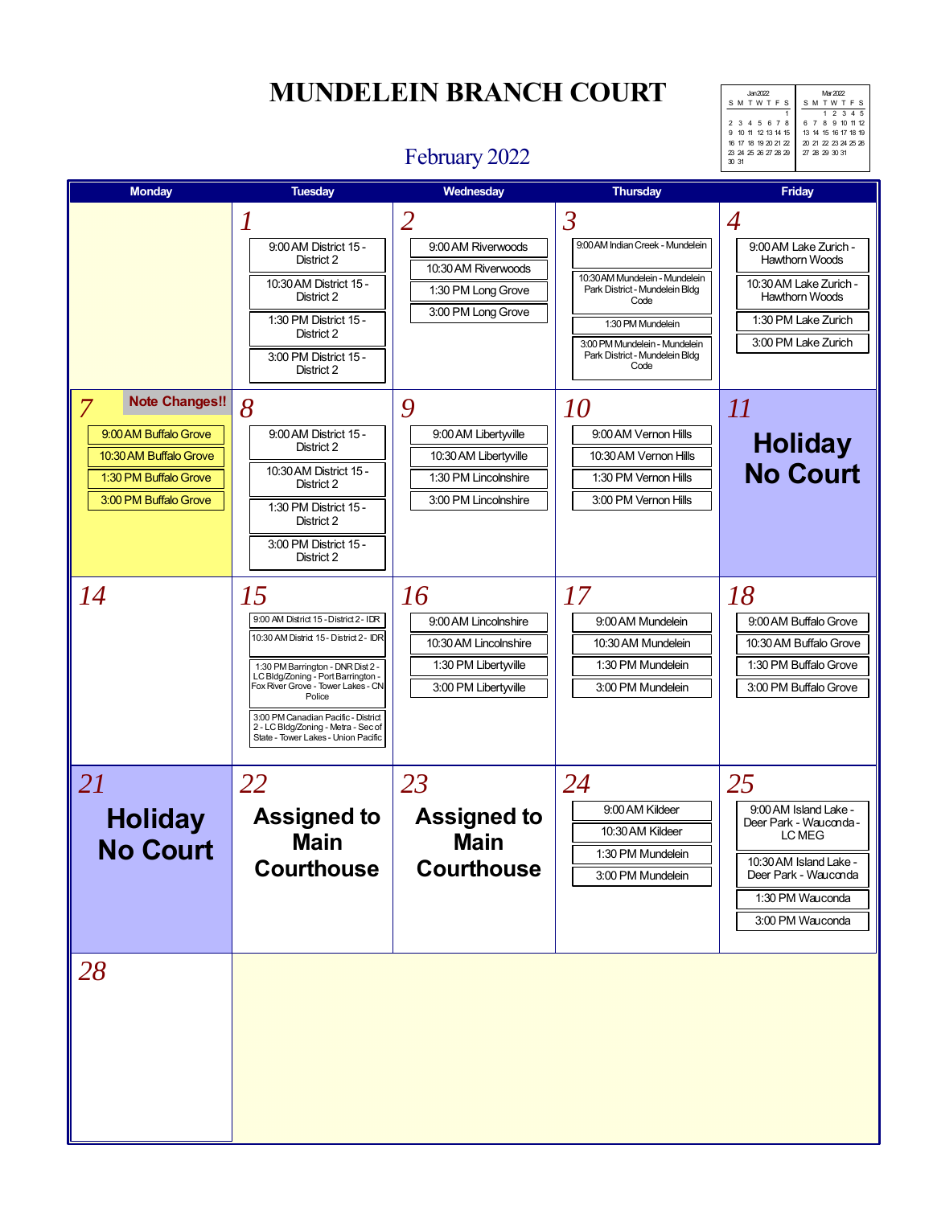# MUNDELEIN BRANCH COURT

## February 2022

| Jan 2022 | | | | | | |
|---|---|---|---|---|---|---|
| S | M | T | W | T | F | S |
| | | | | | | 1 |
| 2 | 3 | 4 | 5 | 6 | 7 | 8 |
| 9 | 10 | 11 | 12 | 13 | 14 | 15 |
| 16 | 17 | 18 | 19 | 20 | 21 | 22 |
| 23 | 24 | 25 | 26 | 27 | 28 | 29 |
| 30 | 31 | | | | | |

| Mar 2022 | | | | | | |
|---|---|---|---|---|---|---|
| S | M | T | W | T | F | S |
| | | 1 | 2 | 3 | 4 | 5 |
| 6 | 7 | 8 | 9 | 10 | 11 | 12 |
| 13 | 14 | 15 | 16 | 17 | 18 | 19 |
| 20 | 21 | 22 | 23 | 24 | 25 | 26 |
| 27 | 28 | 29 | 30 | 31 | | |

| Monday | Tuesday | Wednesday | Thursday | Friday |
|---|---|---|---|---|
| | **1**<br>9:00 AM District 15 - District 2<br>10:30 AM District 15 - District 2<br>1:30 PM District 15 - District 2<br>3:00 PM District 15 - District 2 | **2**<br>9:00 AM Riverwoods<br>10:30 AM Riverwoods<br>1:30 PM Long Grove<br>3:00 PM Long Grove | **3**<br>9:00 AM Indian Creek - Mundelein<br>10:30 AM Mundelein - Mundelein Park District - Mundelein Bldg Code<br>1:30 PM Mundelein<br>3:00 PM Mundelein - Mundelein Park District - Mundelein Bldg Code | **4**<br>9:00 AM Lake Zurich - Hawthorn Woods<br>10:30 AM Lake Zurich - Hawthorn Woods<br>1:30 PM Lake Zurich<br>3:00 PM Lake Zurich |
| **7** **Note Changes!!**<br>9:00 AM Buffalo Grove<br>10:30 AM Buffalo Grove<br>1:30 PM Buffalo Grove<br>3:00 PM Buffalo Grove | **8**<br>9:00 AM District 15 - District 2<br>10:30 AM District 15 - District 2<br>1:30 PM District 15 - District 2<br>3:00 PM District 15 - District 2 | **9**<br>9:00 AM Libertyville<br>10:30 AM Libertyville<br>1:30 PM Lincolnshire<br>3:00 PM Lincolnshire | **10**<br>9:00 AM Vernon Hills<br>10:30 AM Vernon Hills<br>1:30 PM Vernon Hills<br>3:00 PM Vernon Hills | **11**<br>**Holiday No Court** |
| **14** | **15**<br>9:00 AM District 15 - District 2 - IDR<br>10:30 AM District 15 - District 2 - IDR<br>1:30 PM Barrington - DNR Dist 2 - LC Bldg/Zoning - Port Barrington - Fox River Grove - Tower Lakes - CN Police<br>3:00 PM Canadian Pacific - District 2 - LC Bldg/Zoning - Metra - Sec of State - Tower Lakes - Union Pacific | **16**<br>9:00 AM Lincolnshire<br>10:30 AM Lincolnshire<br>1:30 PM Libertyville<br>3:00 PM Libertyville | **17**<br>9:00 AM Mundelein<br>10:30 AM Mundelein<br>1:30 PM Mundelein<br>3:00 PM Mundelein | **18**<br>9:00 AM Buffalo Grove<br>10:30 AM Buffalo Grove<br>1:30 PM Buffalo Grove<br>3:00 PM Buffalo Grove |
| **21**<br>**Holiday No Court** | **22**<br>**Assigned to Main Courthouse** | **23**<br>**Assigned to Main Courthouse** | **24**<br>9:00 AM Kildeer<br>10:30 AM Kildeer<br>1:30 PM Mundelein<br>3:00 PM Mundelein | **25**<br>9:00 AM Island Lake - Deer Park - Wauconda - LC MEG<br>10:30 AM Island Lake - Deer Park - Wauconda<br>1:30 PM Wauconda<br>3:00 PM Wauconda |
| **28** | | | | |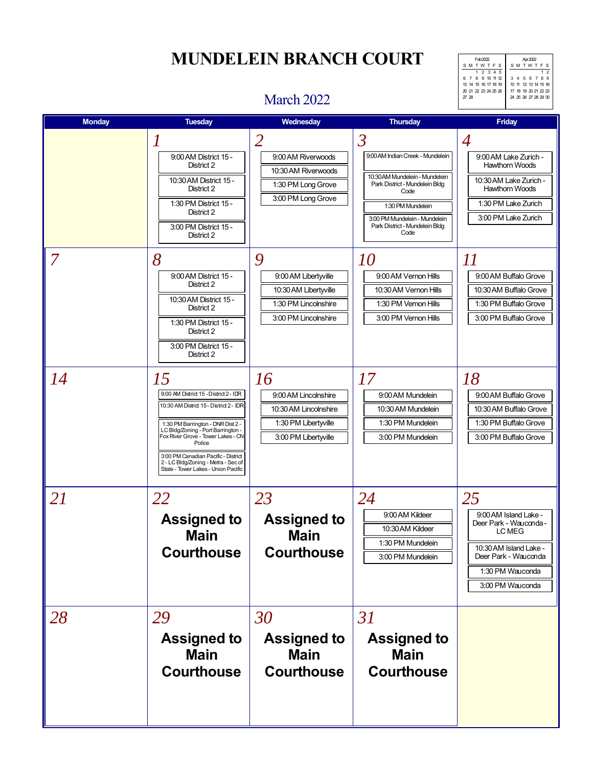# MUNDELEIN BRANCH COURT

## March 2022

| Feb 2022 | | | | | | |
|---|---|---|---|---|---|---|
| S | M | T | W | T | F | S |
| | | 1 | 2 | 3 | 4 | 5 |
| 6 | 7 | 8 | 9 | 10 | 11 | 12 |
| 13 | 14 | 15 | 16 | 17 | 18 | 19 |
| 20 | 21 | 22 | 23 | 24 | 25 | 26 |
| 27 | 28 | | | | | |

| Apr 2022 | | | | | | |
|---|---|---|---|---|---|---|
| S | M | T | W | T | F | S |
| | | | | | 1 | 2 |
| 3 | 4 | 5 | 6 | 7 | 8 | 9 |
| 10 | 11 | 12 | 13 | 14 | 15 | 16 |
| 17 | 18 | 19 | 20 | 21 | 22 | 23 |
| 24 | 25 | 26 | 27 | 28 | 29 | 30 |

| Monday | Tuesday | Wednesday | Thursday | Friday |
|---|---|---|---|---|
| | **1**<br>9:00 AM District 15 - District 2<br>10:30 AM District 15 - District 2<br>1:30 PM District 15 - District 2<br>3:00 PM District 15 - District 2 | **2**<br>9:00 AM Riverwoods<br>10:30 AM Riverwoods<br>1:30 PM Long Grove<br>3:00 PM Long Grove | **3**<br>9:00 AM Indian Creek - Mundelein<br>10:30 AM Mundelein - Mundelein Park District - Mundelein Bldg Code<br>1:30 PM Mundelein<br>3:00 PM Mundelein - Mundelein Park District - Mundelein Bldg Code | **4**<br>9:00 AM Lake Zurich - Hawthorn Woods<br>10:30 AM Lake Zurich - Hawthorn Woods<br>1:30 PM Lake Zurich<br>3:00 PM Lake Zurich |
| **7** | **8**<br>9:00 AM District 15 - District 2<br>10:30 AM District 15 - District 2<br>1:30 PM District 15 - District 2<br>3:00 PM District 15 - District 2 | **9**<br>9:00 AM Libertyville<br>10:30 AM Libertyville<br>1:30 PM Lincolnshire<br>3:00 PM Lincolnshire | **10**<br>9:00 AM Vernon Hills<br>10:30 AM Vernon Hills<br>1:30 PM Vernon Hills<br>3:00 PM Vernon Hills | **11**<br>9:00 AM Buffalo Grove<br>10:30 AM Buffalo Grove<br>1:30 PM Buffalo Grove<br>3:00 PM Buffalo Grove |
| **14** | **15**<br>9:00 AM District 15 - District 2 - IDR<br>10:30 AM District 15 - District 2 - IDR<br>1:30 PM Barrington - DNR Dist 2 - LC Bldg/Zoning - Port Barrington - Fox River Grove - Tower Lakes - CN Police<br>3:00 PM Canadian Pacific - District 2 - LC Bldg/Zoning - Metra - Sec of State - Tower Lakes - Union Pacific | **16**<br>9:00 AM Lincolnshire<br>10:30 AM Lincolnshire<br>1:30 PM Libertyville<br>3:00 PM Libertyville | **17**<br>9:00 AM Mundelein<br>10:30 AM Mundelein<br>1:30 PM Mundelein<br>3:00 PM Mundelein | **18**<br>9:00 AM Buffalo Grove<br>10:30 AM Buffalo Grove<br>1:30 PM Buffalo Grove<br>3:00 PM Buffalo Grove |
| **21** | **22**<br>**Assigned to Main Courthouse** | **23**<br>**Assigned to Main Courthouse** | **24**<br>9:00 AM Kildeer<br>10:30 AM Kildeer<br>1:30 PM Mundelein<br>3:00 PM Mundelein | **25**<br>9:00 AM Island Lake - Deer Park - Wauconda - LC MEG<br>10:30 AM Island Lake - Deer Park - Wauconda<br>1:30 PM Wauconda<br>3:00 PM Wauconda |
| **28** | **29**<br>**Assigned to Main Courthouse** | **30**<br>**Assigned to Main Courthouse** | **31**<br>**Assigned to Main Courthouse** | |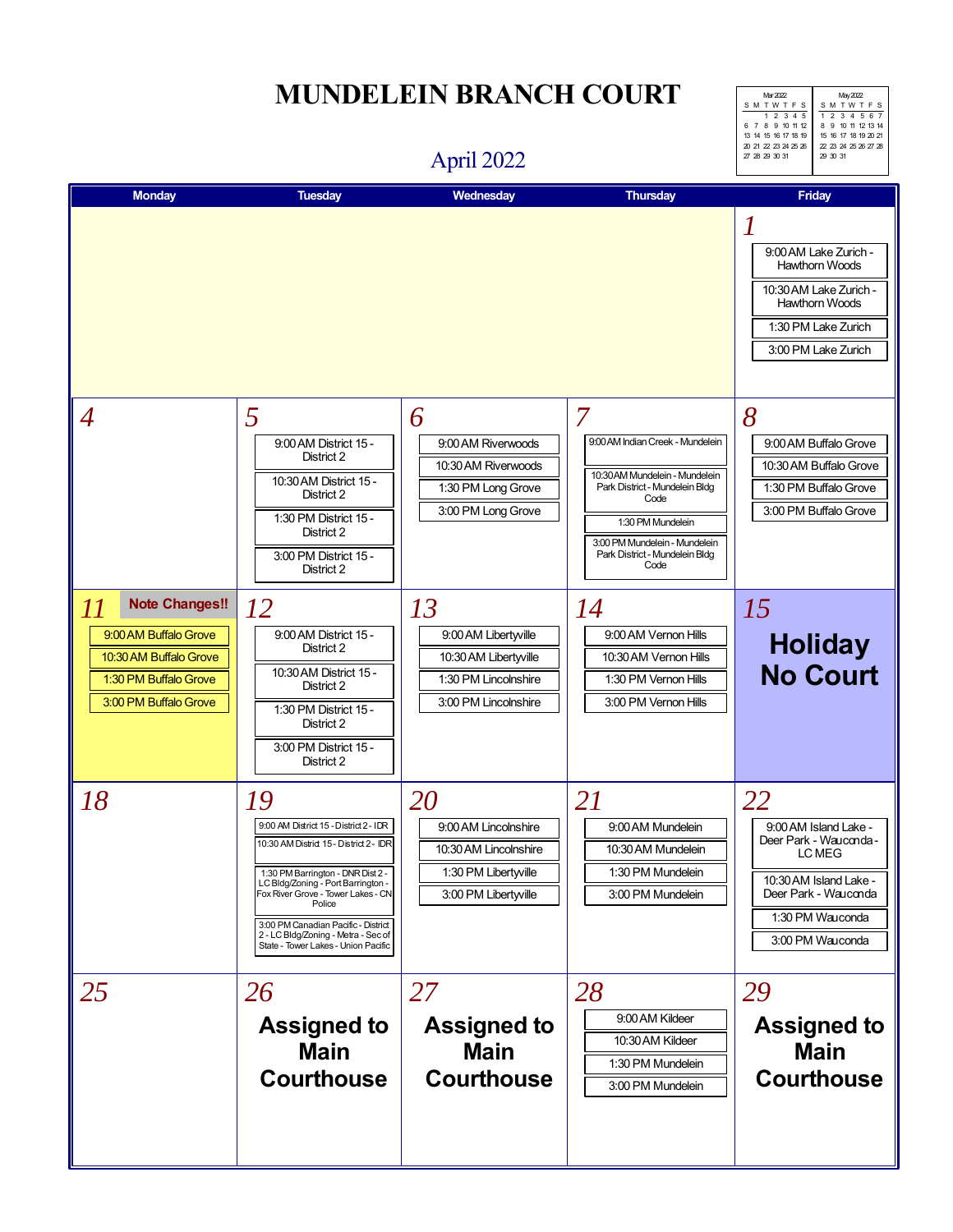# MUNDELEIN BRANCH COURT

## April 2022

| Mar 2022 | | | | | | |
|---|---|---|---|---|---|---|
| S | M | T | W | T | F | S |
| | | 1 | 2 | 3 | 4 | 5 |
| 6 | 7 | 8 | 9 | 10 | 11 | 12 |
| 13 | 14 | 15 | 16 | 17 | 18 | 19 |
| 20 | 21 | 22 | 23 | 24 | 25 | 26 |
| 27 | 28 | 29 | 30 | 31 | | |

| May 2022 | | | | | | |
|---|---|---|---|---|---|---|
| S | M | T | W | T | F | S |
| 1 | 2 | 3 | 4 | 5 | 6 | 7 |
| 8 | 9 | 10 | 11 | 12 | 13 | 14 |
| 15 | 16 | 17 | 18 | 19 | 20 | 21 |
| 22 | 23 | 24 | 25 | 26 | 27 | 28 |
| 29 | 30 | 31 | | | | |

| Monday | Tuesday | Wednesday | Thursday | Friday |
|---|---|---|---|---|
| | | | | **1**<br>9:00 AM Lake Zurich - Hawthorn Woods<br>10:30 AM Lake Zurich - Hawthorn Woods<br>1:30 PM Lake Zurich<br>3:00 PM Lake Zurich |
| **4** | **5**<br>9:00 AM District 15 - District 2<br>10:30 AM District 15 - District 2<br>1:30 PM District 15 - District 2<br>3:00 PM District 15 - District 2 | **6**<br>9:00 AM Riverwoods<br>10:30 AM Riverwoods<br>1:30 PM Long Grove<br>3:00 PM Long Grove | **7**<br>9:00 AM Indian Creek - Mundelein<br>10:30 AM Mundelein - Mundelein Park District - Mundelein Bldg Code<br>1:30 PM Mundelein<br>3:00 PM Mundelein - Mundelein Park District - Mundelein Bldg Code | **8**<br>9:00 AM Buffalo Grove<br>10:30 AM Buffalo Grove<br>1:30 PM Buffalo Grove<br>3:00 PM Buffalo Grove |
| **11** **Note Changes!!**<br>9:00 AM Buffalo Grove<br>10:30 AM Buffalo Grove<br>1:30 PM Buffalo Grove<br>3:00 PM Buffalo Grove | **12**<br>9:00 AM District 15 - District 2<br>10:30 AM District 15 - District 2<br>1:30 PM District 15 - District 2<br>3:00 PM District 15 - District 2 | **13**<br>9:00 AM Libertyville<br>10:30 AM Libertyville<br>1:30 PM Lincolnshire<br>3:00 PM Lincolnshire | **14**<br>9:00 AM Vernon Hills<br>10:30 AM Vernon Hills<br>1:30 PM Vernon Hills<br>3:00 PM Vernon Hills | **15**<br>**Holiday No Court** |
| **18** | **19**<br>9:00 AM District 15 - District 2 - IDR<br>10:30 AM District 15 - District 2 - IDR<br>1:30 PM Barrington - DNR Dist 2 - LC Bldg/Zoning - Port Barrington - Fox River Grove - Tower Lakes - CN Police<br>3:00 PM Canadian Pacific - District 2 - LC Bldg/Zoning - Metra - Sec of State - Tower Lakes - Union Pacific | **20**<br>9:00 AM Lincolnshire<br>10:30 AM Lincolnshire<br>1:30 PM Libertyville<br>3:00 PM Libertyville | **21**<br>9:00 AM Mundelein<br>10:30 AM Mundelein<br>1:30 PM Mundelein<br>3:00 PM Mundelein | **22**<br>9:00 AM Island Lake - Deer Park - Wauconda - LC MEG<br>10:30 AM Island Lake - Deer Park - Wauconda<br>1:30 PM Wauconda<br>3:00 PM Wauconda |
| **25** | **26**<br>**Assigned to Main Courthouse** | **27**<br>**Assigned to Main Courthouse** | **28**<br>9:00 AM Kildeer<br>10:30 AM Kildeer<br>1:30 PM Mundelein<br>3:00 PM Mundelein | **29**<br>**Assigned to Main Courthouse** |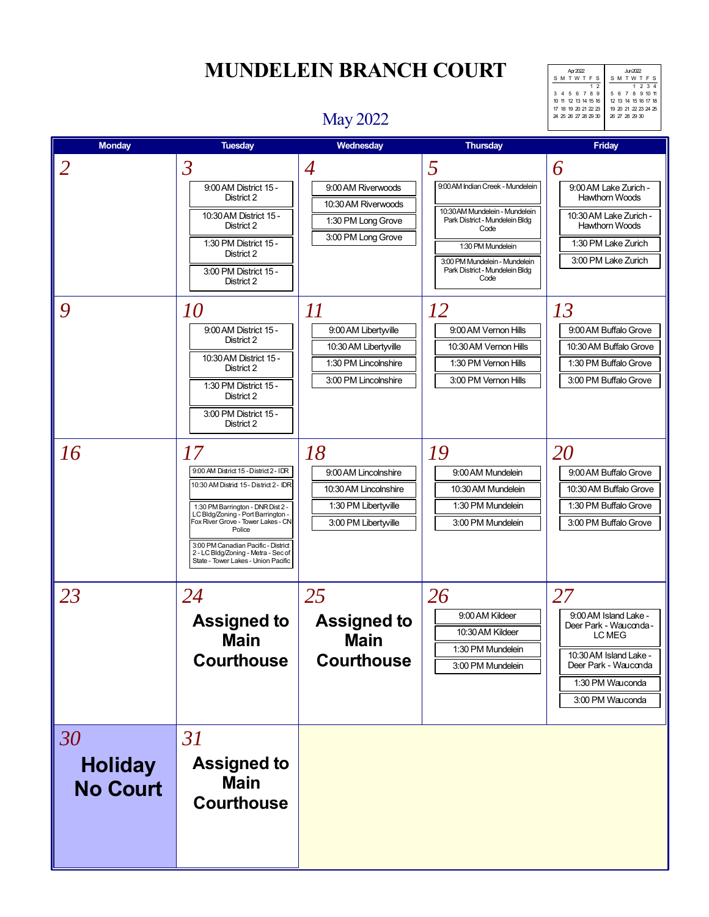# MUNDELEIN BRANCH COURT

## May 2022

| Apr 2022 | | | | | | |
|---|---|---|---|---|---|---|
| S | M | T | W | T | F | S |
| | | | | | 1 | 2 |
| 3 | 4 | 5 | 6 | 7 | 8 | 9 |
| 10 | 11 | 12 | 13 | 14 | 15 | 16 |
| 17 | 18 | 19 | 20 | 21 | 22 | 23 |
| 24 | 25 | 26 | 27 | 28 | 29 | 30 |

| Jun 2022 | | | | | | |
|---|---|---|---|---|---|---|
| S | M | T | W | T | F | S |
| | | | 1 | 2 | 3 | 4 |
| 5 | 6 | 7 | 8 | 9 | 10 | 11 |
| 12 | 13 | 14 | 15 | 16 | 17 | 18 |
| 19 | 20 | 21 | 22 | 23 | 24 | 25 |
| 26 | 27 | 28 | 29 | 30 | | |

| Monday | Tuesday | Wednesday | Thursday | Friday |
|---|---|---|---|---|
| **2** | **3**<br>9:00 AM District 15 - District 2<br>10:30 AM District 15 - District 2<br>1:30 PM District 15 - District 2<br>3:00 PM District 15 - District 2 | **4**<br>9:00 AM Riverwoods<br>10:30 AM Riverwoods<br>1:30 PM Long Grove<br>3:00 PM Long Grove | **5**<br>9:00 AM Indian Creek - Mundelein<br>10:30 AM Mundelein - Mundelein Park District - Mundelein Bldg Code<br>1:30 PM Mundelein<br>3:00 PM Mundelein - Mundelein Park District - Mundelein Bldg Code | **6**<br>9:00 AM Lake Zurich - Hawthorn Woods<br>10:30 AM Lake Zurich - Hawthorn Woods<br>1:30 PM Lake Zurich<br>3:00 PM Lake Zurich |
| **9** | **10**<br>9:00 AM District 15 - District 2<br>10:30 AM District 15 - District 2<br>1:30 PM District 15 - District 2<br>3:00 PM District 15 - District 2 | **11**<br>9:00 AM Libertyville<br>10:30 AM Libertyville<br>1:30 PM Lincolnshire<br>3:00 PM Lincolnshire | **12**<br>9:00 AM Vernon Hills<br>10:30 AM Vernon Hills<br>1:30 PM Vernon Hills<br>3:00 PM Vernon Hills | **13**<br>9:00 AM Buffalo Grove<br>10:30 AM Buffalo Grove<br>1:30 PM Buffalo Grove<br>3:00 PM Buffalo Grove |
| **16** | **17**<br>9:00 AM District 15 - District 2 - IDR<br>10:30 AM District 15 - District 2 - IDR<br>1:30 PM Barrington - DNR Dist 2 - LC Bldg/Zoning - Port Barrington - Fox River Grove - Tower Lakes - CN Police<br>3:00 PM Canadian Pacific - District 2 - LC Bldg/Zoning - Metra - Sec of State - Tower Lakes - Union Pacific | **18**<br>9:00 AM Lincolnshire<br>10:30 AM Lincolnshire<br>1:30 PM Libertyville<br>3:00 PM Libertyville | **19**<br>9:00 AM Mundelein<br>10:30 AM Mundelein<br>1:30 PM Mundelein<br>3:00 PM Mundelein | **20**<br>9:00 AM Buffalo Grove<br>10:30 AM Buffalo Grove<br>1:30 PM Buffalo Grove<br>3:00 PM Buffalo Grove |
| **23** | **24**<br>**Assigned to Main Courthouse** | **25**<br>**Assigned to Main Courthouse** | **26**<br>9:00 AM Kildeer<br>10:30 AM Kildeer<br>1:30 PM Mundelein<br>3:00 PM Mundelein | **27**<br>9:00 AM Island Lake - Deer Park - Wauconda - LC MEG<br>10:30 AM Island Lake - Deer Park - Wauconda<br>1:30 PM Wauconda<br>3:00 PM Wauconda |
| **30**<br>**Holiday No Court** | **31**<br>**Assigned to Main Courthouse** | | | |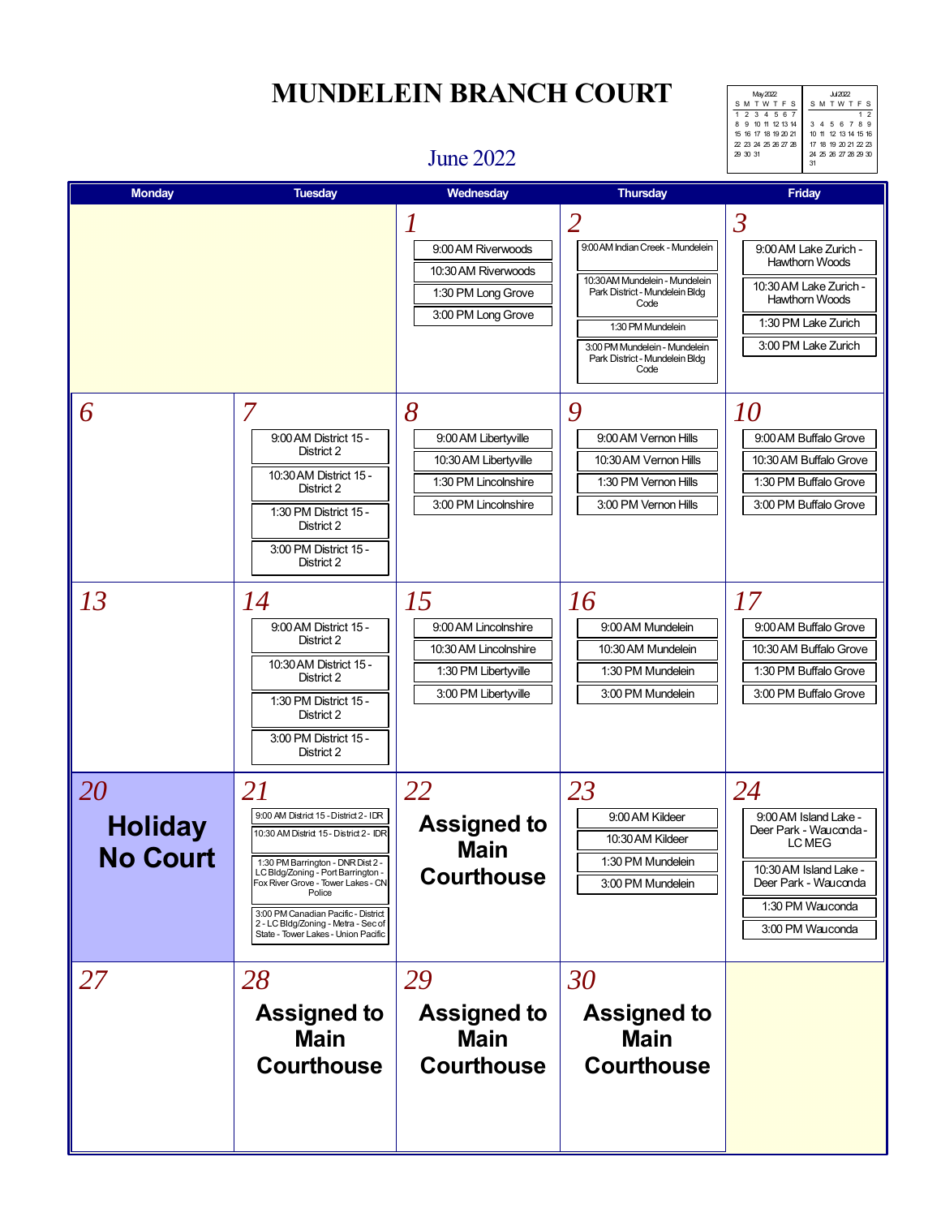# MUNDELEIN BRANCH COURT

## June 2022

| May 2022 | | | | | | |
|---|---|---|---|---|---|---|
| S | M | T | W | T | F | S |
| 1 | 2 | 3 | 4 | 5 | 6 | 7 |
| 8 | 9 | 10 | 11 | 12 | 13 | 14 |
| 15 | 16 | 17 | 18 | 19 | 20 | 21 |
| 22 | 23 | 24 | 25 | 26 | 27 | 28 |
| 29 | 30 | 31 | | | | |

| Jul 2022 | | | | | | |
|---|---|---|---|---|---|---|
| S | M | T | W | T | F | S |
| | | | | | 1 | 2 |
| 3 | 4 | 5 | 6 | 7 | 8 | 9 |
| 10 | 11 | 12 | 13 | 14 | 15 | 16 |
| 17 | 18 | 19 | 20 | 21 | 22 | 23 |
| 24 | 25 | 26 | 27 | 28 | 29 | 30 |
| 31 | | | | | | |

| Monday | Tuesday | Wednesday | Thursday | Friday |
|---|---|---|---|---|
| | | **1**<br>9:00 AM Riverwoods<br>10:30 AM Riverwoods<br>1:30 PM Long Grove<br>3:00 PM Long Grove | **2**<br>9:00 AM Indian Creek - Mundelein<br>10:30 AM Mundelein - Mundelein Park District - Mundelein Bldg Code<br>1:30 PM Mundelein<br>3:00 PM Mundelein - Mundelein Park District - Mundelein Bldg Code | **3**<br>9:00 AM Lake Zurich - Hawthorn Woods<br>10:30 AM Lake Zurich - Hawthorn Woods<br>1:30 PM Lake Zurich<br>3:00 PM Lake Zurich |
| **6** | **7**<br>9:00 AM District 15 - District 2<br>10:30 AM District 15 - District 2<br>1:30 PM District 15 - District 2<br>3:00 PM District 15 - District 2 | **8**<br>9:00 AM Libertyville<br>10:30 AM Libertyville<br>1:30 PM Lincolnshire<br>3:00 PM Lincolnshire | **9**<br>9:00 AM Vernon Hills<br>10:30 AM Vernon Hills<br>1:30 PM Vernon Hills<br>3:00 PM Vernon Hills | **10**<br>9:00 AM Buffalo Grove<br>10:30 AM Buffalo Grove<br>1:30 PM Buffalo Grove<br>3:00 PM Buffalo Grove |
| **13** | **14**<br>9:00 AM District 15 - District 2<br>10:30 AM District 15 - District 2<br>1:30 PM District 15 - District 2<br>3:00 PM District 15 - District 2 | **15**<br>9:00 AM Lincolnshire<br>10:30 AM Lincolnshire<br>1:30 PM Libertyville<br>3:00 PM Libertyville | **16**<br>9:00 AM Mundelein<br>10:30 AM Mundelein<br>1:30 PM Mundelein<br>3:00 PM Mundelein | **17**<br>9:00 AM Buffalo Grove<br>10:30 AM Buffalo Grove<br>1:30 PM Buffalo Grove<br>3:00 PM Buffalo Grove |
| **20**<br>**Holiday No Court** | **21**<br>9:00 AM District 15 - District 2 - IDR<br>10:30 AM District 15 - District 2 - IDR<br>1:30 PM Barrington - DNR Dist 2 - LC Bldg/Zoning - Port Barrington - Fox River Grove - Tower Lakes - CN Police<br>3:00 PM Canadian Pacific - District 2 - LC Bldg/Zoning - Metra - Sec of State - Tower Lakes - Union Pacific | **22**<br>**Assigned to Main Courthouse** | **23**<br>9:00 AM Kildeer<br>10:30 AM Kildeer<br>1:30 PM Mundelein<br>3:00 PM Mundelein | **24**<br>9:00 AM Island Lake - Deer Park - Wauconda - LC MEG<br>10:30 AM Island Lake - Deer Park - Wauconda<br>1:30 PM Wauconda<br>3:00 PM Wauconda |
| **27** | **28**<br>**Assigned to Main Courthouse** | **29**<br>**Assigned to Main Courthouse** | **30**<br>**Assigned to Main Courthouse** | |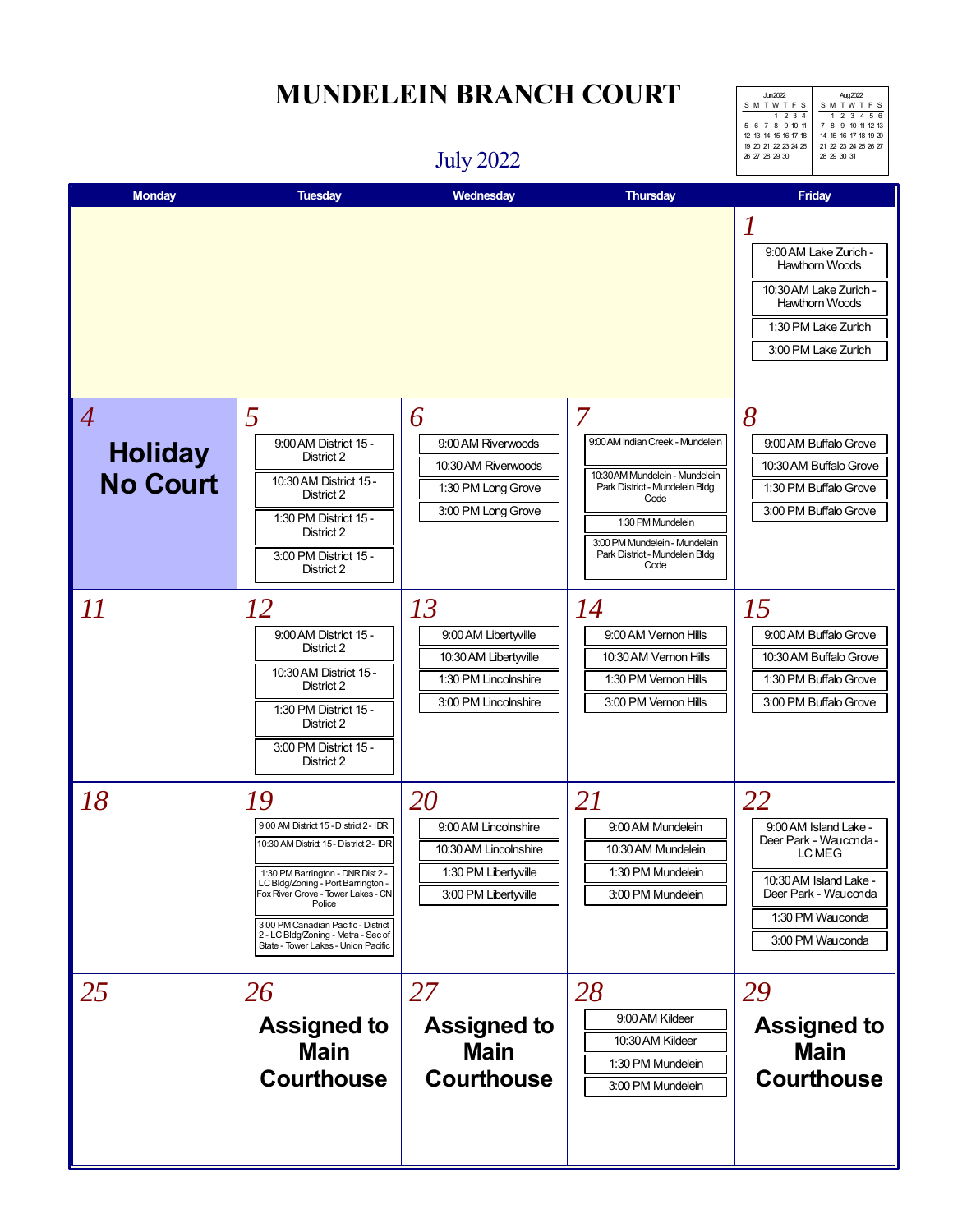# MUNDELEIN BRANCH COURT

## July 2022

| Jun 2022 | | | | | | |
|---|---|---|---|---|---|---|
| S | M | T | W | T | F | S |
| | | | 1 | 2 | 3 | 4 |
| 5 | 6 | 7 | 8 | 9 | 10 | 11 |
| 12 | 13 | 14 | 15 | 16 | 17 | 18 |
| 19 | 20 | 21 | 22 | 23 | 24 | 25 |
| 26 | 27 | 28 | 29 | 30 | | |

| Aug 2022 | | | | | | |
|---|---|---|---|---|---|---|
| S | M | T | W | T | F | S |
| | 1 | 2 | 3 | 4 | 5 | 6 |
| 7 | 8 | 9 | 10 | 11 | 12 | 13 |
| 14 | 15 | 16 | 17 | 18 | 19 | 20 |
| 21 | 22 | 23 | 24 | 25 | 26 | 27 |
| 28 | 29 | 30 | 31 | | | |

| Monday | Tuesday | Wednesday | Thursday | Friday |
|---|---|---|---|---|
| | | | | **1**<br>9:00 AM Lake Zurich - Hawthorn Woods<br>10:30 AM Lake Zurich - Hawthorn Woods<br>1:30 PM Lake Zurich<br>3:00 PM Lake Zurich |
| **4**<br>**Holiday No Court** | **5**<br>9:00 AM District 15 - District 2<br>10:30 AM District 15 - District 2<br>1:30 PM District 15 - District 2<br>3:00 PM District 15 - District 2 | **6**<br>9:00 AM Riverwoods<br>10:30 AM Riverwoods<br>1:30 PM Long Grove<br>3:00 PM Long Grove | **7**<br>9:00 AM Indian Creek - Mundelein<br>10:30 AM Mundelein - Mundelein Park District - Mundelein Bldg Code<br>1:30 PM Mundelein<br>3:00 PM Mundelein - Mundelein Park District - Mundelein Bldg Code | **8**<br>9:00 AM Buffalo Grove<br>10:30 AM Buffalo Grove<br>1:30 PM Buffalo Grove<br>3:00 PM Buffalo Grove |
| **11** | **12**<br>9:00 AM District 15 - District 2<br>10:30 AM District 15 - District 2<br>1:30 PM District 15 - District 2<br>3:00 PM District 15 - District 2 | **13**<br>9:00 AM Libertyville<br>10:30 AM Libertyville<br>1:30 PM Lincolnshire<br>3:00 PM Lincolnshire | **14**<br>9:00 AM Vernon Hills<br>10:30 AM Vernon Hills<br>1:30 PM Vernon Hills<br>3:00 PM Vernon Hills | **15**<br>9:00 AM Buffalo Grove<br>10:30 AM Buffalo Grove<br>1:30 PM Buffalo Grove<br>3:00 PM Buffalo Grove |
| **18** | **19**<br>9:00 AM District 15 - District 2 - IDR<br>10:30 AM District 15 - District 2 - IDR<br>1:30 PM Barrington - DNR Dist 2 - LC Bldg/Zoning - Port Barrington - Fox River Grove - Tower Lakes - CN Police<br>3:00 PM Canadian Pacific - District 2 - LC Bldg/Zoning - Metra - Sec of State - Tower Lakes - Union Pacific | **20**<br>9:00 AM Lincolnshire<br>10:30 AM Lincolnshire<br>1:30 PM Libertyville<br>3:00 PM Libertyville | **21**<br>9:00 AM Mundelein<br>10:30 AM Mundelein<br>1:30 PM Mundelein<br>3:00 PM Mundelein | **22**<br>9:00 AM Island Lake - Deer Park - Wauconda - LC MEG<br>10:30 AM Island Lake - Deer Park - Wauconda<br>1:30 PM Wauconda<br>3:00 PM Wauconda |
| **25** | **26**<br>**Assigned to Main Courthouse** | **27**<br>**Assigned to Main Courthouse** | **28**<br>9:00 AM Kildeer<br>10:30 AM Kildeer<br>1:30 PM Mundelein<br>3:00 PM Mundelein | **29**<br>**Assigned to Main Courthouse** |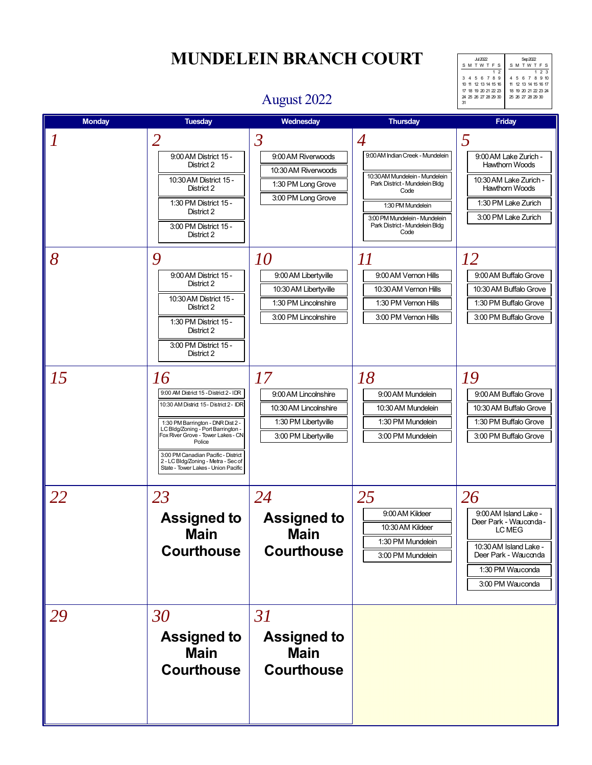# MUNDELEIN BRANCH COURT

## August 2022

| Monday | Tuesday | Wednesday | Thursday | Friday |
|---|---|---|---|---|
| 1 | 2<br>9:00 AM District 15 - District 2<br>10:30 AM District 15 - District 2<br>1:30 PM District 15 - District 2<br>3:00 PM District 15 - District 2 | 3<br>9:00 AM Riverwoods<br>10:30 AM Riverwoods<br>1:30 PM Long Grove<br>3:00 PM Long Grove | 4<br>9:00 AM Indian Creek - Mundelein<br>10:30 AM Mundelein - Mundelein Park District - Mundelein Bldg Code<br>1:30 PM Mundelein<br>3:00 PM Mundelein - Mundelein Park District - Mundelein Bldg Code | 5<br>9:00 AM Lake Zurich - Hawthorn Woods<br>10:30 AM Lake Zurich - Hawthorn Woods<br>1:30 PM Lake Zurich<br>3:00 PM Lake Zurich |
| 8 | 9<br>9:00 AM District 15 - District 2<br>10:30 AM District 15 - District 2<br>1:30 PM District 15 - District 2<br>3:00 PM District 15 - District 2 | 10<br>9:00 AM Libertyville<br>10:30 AM Libertyville<br>1:30 PM Lincolnshire<br>3:00 PM Lincolnshire | 11<br>9:00 AM Vernon Hills<br>10:30 AM Vernon Hills<br>1:30 PM Vernon Hills<br>3:00 PM Vernon Hills | 12<br>9:00 AM Buffalo Grove<br>10:30 AM Buffalo Grove<br>1:30 PM Buffalo Grove<br>3:00 PM Buffalo Grove |
| 15 | 16<br>9:00 AM District 15 - District 2 - IDR<br>10:30 AM District 15 - District 2 - IDR<br>1:30 PM Barrington - DNR Dist 2 - LC Bldg/Zoning - Port Barrington - Fox River Grove - Tower Lakes - CN Police<br>3:00 PM Canadian Pacific - District 2 - LC Bldg/Zoning - Metra - Sec of State - Tower Lakes - Union Pacific | 17<br>9:00 AM Lincolnshire<br>10:30 AM Lincolnshire<br>1:30 PM Libertyville<br>3:00 PM Libertyville | 18<br>9:00 AM Mundelein<br>10:30 AM Mundelein<br>1:30 PM Mundelein<br>3:00 PM Mundelein | 19<br>9:00 AM Buffalo Grove<br>10:30 AM Buffalo Grove<br>1:30 PM Buffalo Grove<br>3:00 PM Buffalo Grove |
| 22 | 23<br>**Assigned to Main Courthouse** | 24<br>**Assigned to Main Courthouse** | 25<br>9:00 AM Kildeer<br>10:30 AM Kildeer<br>1:30 PM Mundelein<br>3:00 PM Mundelein | 26<br>9:00 AM Island Lake - Deer Park - Wauconda - LC MEG<br>10:30 AM Island Lake - Deer Park - Wauconda<br>1:30 PM Wauconda<br>3:00 PM Wauconda |
| 29 | 30<br>**Assigned to Main Courthouse** | 31<br>**Assigned to Main Courthouse** | | |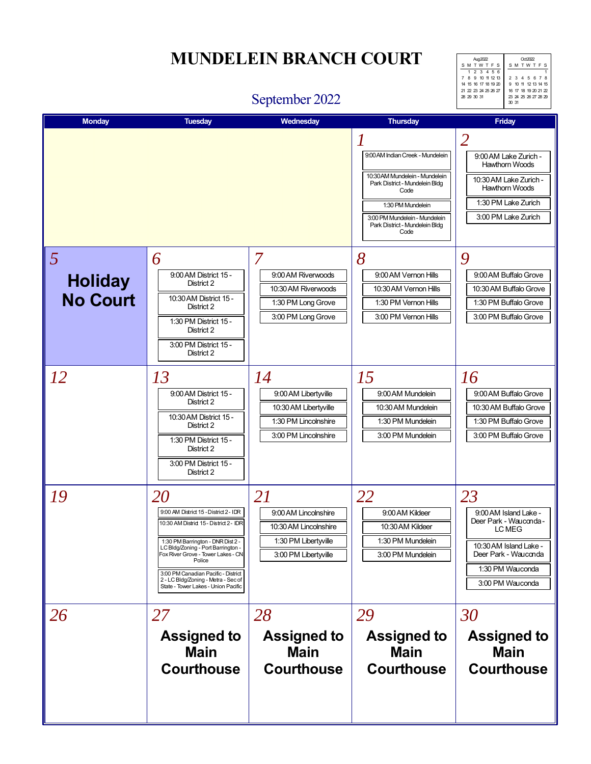# MUNDELEIN BRANCH COURT

## September 2022

| Aug 2022 | | | | | | |
|---|---|---|---|---|---|---|
| S | M | T | W | T | F | S |
| | 1 | 2 | 3 | 4 | 5 | 6 |
| 7 | 8 | 9 | 10 | 11 | 12 | 13 |
| 14 | 15 | 16 | 17 | 18 | 19 | 20 |
| 21 | 22 | 23 | 24 | 25 | 26 | 27 |
| 28 | 29 | 30 | 31 | | | |

| Oct 2022 | | | | | | |
|---|---|---|---|---|---|---|
| S | M | T | W | T | F | S |
| | | | | | | 1 |
| 2 | 3 | 4 | 5 | 6 | 7 | 8 |
| 9 | 10 | 11 | 12 | 13 | 14 | 15 |
| 16 | 17 | 18 | 19 | 20 | 21 | 22 |
| 23 | 24 | 25 | 26 | 27 | 28 | 29 |
| 30 | 31 | | | | | |

| Monday | Tuesday | Wednesday | Thursday | Friday |
|---|---|---|---|---|
| | | | **1**<br>9:00 AM Indian Creek - Mundelein<br>10:30 AM Mundelein - Mundelein Park District - Mundelein Bldg Code<br>1:30 PM Mundelein<br>3:00 PM Mundelein - Mundelein Park District - Mundelein Bldg Code | **2**<br>9:00 AM Lake Zurich - Hawthorn Woods<br>10:30 AM Lake Zurich - Hawthorn Woods<br>1:30 PM Lake Zurich<br>3:00 PM Lake Zurich |
| **5**<br>**Holiday No Court** | **6**<br>9:00 AM District 15 - District 2<br>10:30 AM District 15 - District 2<br>1:30 PM District 15 - District 2<br>3:00 PM District 15 - District 2 | **7**<br>9:00 AM Riverwoods<br>10:30 AM Riverwoods<br>1:30 PM Long Grove<br>3:00 PM Long Grove | **8**<br>9:00 AM Vernon Hills<br>10:30 AM Vernon Hills<br>1:30 PM Vernon Hills<br>3:00 PM Vernon Hills | **9**<br>9:00 AM Buffalo Grove<br>10:30 AM Buffalo Grove<br>1:30 PM Buffalo Grove<br>3:00 PM Buffalo Grove |
| **12** | **13**<br>9:00 AM District 15 - District 2<br>10:30 AM District 15 - District 2<br>1:30 PM District 15 - District 2<br>3:00 PM District 15 - District 2 | **14**<br>9:00 AM Libertyville<br>10:30 AM Libertyville<br>1:30 PM Lincolnshire<br>3:00 PM Lincolnshire | **15**<br>9:00 AM Mundelein<br>10:30 AM Mundelein<br>1:30 PM Mundelein<br>3:00 PM Mundelein | **16**<br>9:00 AM Buffalo Grove<br>10:30 AM Buffalo Grove<br>1:30 PM Buffalo Grove<br>3:00 PM Buffalo Grove |
| **19** | **20**<br>9:00 AM District 15 - District 2 - IDR<br>10:30 AM District 15 - District 2 - IDR<br>1:30 PM Barrington - DNR Dist 2 - LC Bldg/Zoning - Port Barrington - Fox River Grove - Tower Lakes - CN Police<br>3:00 PM Canadian Pacific - District 2 - LC Bldg/Zoning - Metra - Sec of State - Tower Lakes - Union Pacific | **21**<br>9:00 AM Lincolnshire<br>10:30 AM Lincolnshire<br>1:30 PM Libertyville<br>3:00 PM Libertyville | **22**<br>9:00 AM Kildeer<br>10:30 AM Kildeer<br>1:30 PM Mundelein<br>3:00 PM Mundelein | **23**<br>9:00 AM Island Lake - Deer Park - Wauconda - LC MEG<br>10:30 AM Island Lake - Deer Park - Wauconda<br>1:30 PM Wauconda<br>3:00 PM Wauconda |
| **26** | **27**<br>**Assigned to Main Courthouse** | **28**<br>**Assigned to Main Courthouse** | **29**<br>**Assigned to Main Courthouse** | **30**<br>**Assigned to Main Courthouse** |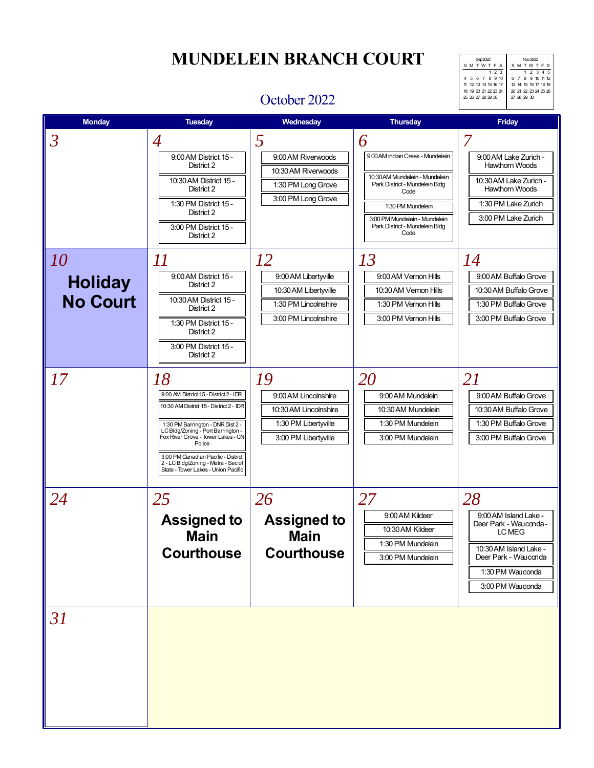# MUNDELEIN BRANCH COURT

## October 2022

| Sep 2022 | | | | | | |
|---|---|---|---|---|---|---|
| S | M | T | W | T | F | S |
| | | | | 1 | 2 | 3 |
| 4 | 5 | 6 | 7 | 8 | 9 | 10 |
| 11 | 12 | 13 | 14 | 15 | 16 | 17 |
| 18 | 19 | 20 | 21 | 22 | 23 | 24 |
| 25 | 26 | 27 | 28 | 29 | 30 | |

| Nov 2022 | | | | | | |
|---|---|---|---|---|---|---|
| S | M | T | W | T | F | S |
| | | 1 | 2 | 3 | 4 | 5 |
| 6 | 7 | 8 | 9 | 10 | 11 | 12 |
| 13 | 14 | 15 | 16 | 17 | 18 | 19 |
| 20 | 21 | 22 | 23 | 24 | 25 | 26 |
| 27 | 28 | 29 | 30 | | | |

| Monday | Tuesday | Wednesday | Thursday | Friday |
|---|---|---|---|---|
| **3** | **4**<br>9:00 AM District 15 - District 2<br>10:30 AM District 15 - District 2<br>1:30 PM District 15 - District 2<br>3:00 PM District 15 - District 2 | **5**<br>9:00 AM Riverwoods<br>10:30 AM Riverwoods<br>1:30 PM Long Grove<br>3:00 PM Long Grove | **6**<br>9:00 AM Indian Creek - Mundelein<br>10:30 AM Mundelein - Mundelein Park District - Mundelein Bldg Code<br>1:30 PM Mundelein<br>3:00 PM Mundelein - Mundelein Park District - Mundelein Bldg Code | **7**<br>9:00 AM Lake Zurich - Hawthorn Woods<br>10:30 AM Lake Zurich - Hawthorn Woods<br>1:30 PM Lake Zurich<br>3:00 PM Lake Zurich |
| **10**<br>**Holiday No Court** | **11**<br>9:00 AM District 15 - District 2<br>10:30 AM District 15 - District 2<br>1:30 PM District 15 - District 2<br>3:00 PM District 15 - District 2 | **12**<br>9:00 AM Libertyville<br>10:30 AM Libertyville<br>1:30 PM Lincolnshire<br>3:00 PM Lincolnshire | **13**<br>9:00 AM Vernon Hills<br>10:30 AM Vernon Hills<br>1:30 PM Vernon Hills<br>3:00 PM Vernon Hills | **14**<br>9:00 AM Buffalo Grove<br>10:30 AM Buffalo Grove<br>1:30 PM Buffalo Grove<br>3:00 PM Buffalo Grove |
| **17** | **18**<br>9:00 AM District 15 - District 2 - IDR<br>10:30 AM District 15 - District 2 - IDR<br>1:30 PM Barrington - DNR Dist 2 - LC Bldg/Zoning - Port Barrington - Fox River Grove - Tower Lakes - CN Police<br>3:00 PM Canadian Pacific - District 2 - LC Bldg/Zoning - Metra - Sec of State - Tower Lakes - Union Pacific | **19**<br>9:00 AM Lincolnshire<br>10:30 AM Lincolnshire<br>1:30 PM Libertyville<br>3:00 PM Libertyville | **20**<br>9:00 AM Mundelein<br>10:30 AM Mundelein<br>1:30 PM Mundelein<br>3:00 PM Mundelein | **21**<br>9:00 AM Buffalo Grove<br>10:30 AM Buffalo Grove<br>1:30 PM Buffalo Grove<br>3:00 PM Buffalo Grove |
| **24** | **25**<br>**Assigned to Main Courthouse** | **26**<br>**Assigned to Main Courthouse** | **27**<br>9:00 AM Kildeer<br>10:30 AM Kildeer<br>1:30 PM Mundelein<br>3:00 PM Mundelein | **28**<br>9:00 AM Island Lake - Deer Park - Wauconda - LC MEG<br>10:30 AM Island Lake - Deer Park - Wauconda<br>1:30 PM Wauconda<br>3:00 PM Wauconda |
| **31** | | | | |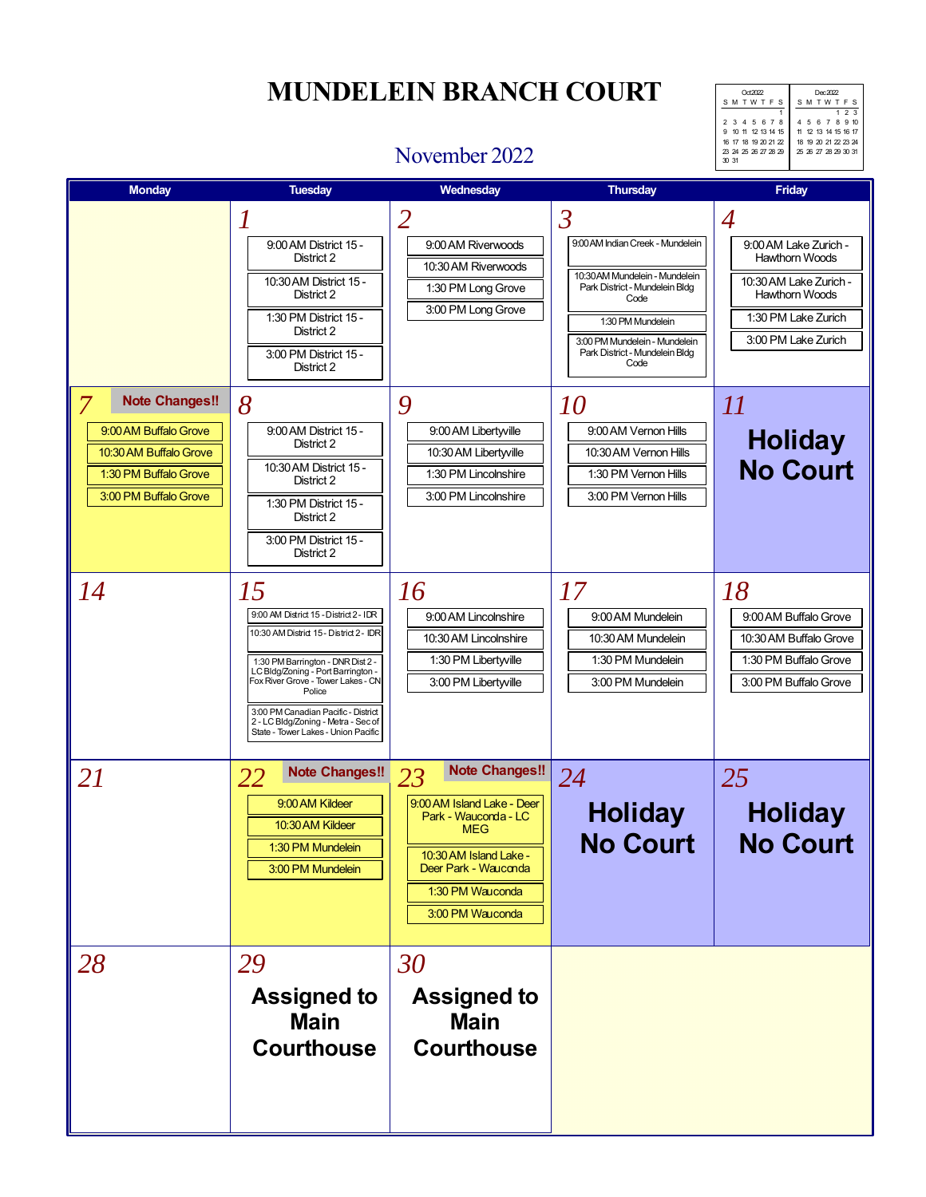# MUNDELEIN BRANCH COURT

## November 2022

| Oct 2022 | | | | | | |
|---|---|---|---|---|---|---|
| S | M | T | W | T | F | S |
| | | | | | | 1 |
| 2 | 3 | 4 | 5 | 6 | 7 | 8 |
| 9 | 10 | 11 | 12 | 13 | 14 | 15 |
| 16 | 17 | 18 | 19 | 20 | 21 | 22 |
| 23 | 24 | 25 | 26 | 27 | 28 | 29 |
| 30 | 31 | | | | | |

| Dec 2022 | | | | | | |
|---|---|---|---|---|---|---|
| S | M | T | W | T | F | S |
| | | | | 1 | 2 | 3 |
| 4 | 5 | 6 | 7 | 8 | 9 | 10 |
| 11 | 12 | 13 | 14 | 15 | 16 | 17 |
| 18 | 19 | 20 | 21 | 22 | 23 | 24 |
| 25 | 26 | 27 | 28 | 29 | 30 | 31 |

| Monday | Tuesday | Wednesday | Thursday | Friday |
|---|---|---|---|---|
| | **1**<br>9:00 AM District 15 - District 2<br>10:30 AM District 15 - District 2<br>1:30 PM District 15 - District 2<br>3:00 PM District 15 - District 2 | **2**<br>9:00 AM Riverwoods<br>10:30 AM Riverwoods<br>1:30 PM Long Grove<br>3:00 PM Long Grove | **3**<br>9:00 AM Indian Creek - Mundelein<br>10:30 AM Mundelein - Mundelein Park District - Mundelein Bldg Code<br>1:30 PM Mundelein<br>3:00 PM Mundelein - Mundelein Park District - Mundelein Bldg Code | **4**<br>9:00 AM Lake Zurich - Hawthorn Woods<br>10:30 AM Lake Zurich - Hawthorn Woods<br>1:30 PM Lake Zurich<br>3:00 PM Lake Zurich |
| **7** Note Changes!!<br>9:00 AM Buffalo Grove<br>10:30 AM Buffalo Grove<br>1:30 PM Buffalo Grove<br>3:00 PM Buffalo Grove | **8**<br>9:00 AM District 15 - District 2<br>10:30 AM District 15 - District 2<br>1:30 PM District 15 - District 2<br>3:00 PM District 15 - District 2 | **9**<br>9:00 AM Libertyville<br>10:30 AM Libertyville<br>1:30 PM Lincolnshire<br>3:00 PM Lincolnshire | **10**<br>9:00 AM Vernon Hills<br>10:30 AM Vernon Hills<br>1:30 PM Vernon Hills<br>3:00 PM Vernon Hills | **11**<br>**Holiday No Court** |
| **14** | **15**<br>9:00 AM District 15 - District 2 - IDR<br>10:30 AM District 15 - District 2 - IDR<br>1:30 PM Barrington - DNR Dist 2 - LC Bldg/Zoning - Port Barrington - Fox River Grove - Tower Lakes - CN Police<br>3:00 PM Canadian Pacific - District 2 - LC Bldg/Zoning - Metra - Sec of State - Tower Lakes - Union Pacific | **16**<br>9:00 AM Lincolnshire<br>10:30 AM Lincolnshire<br>1:30 PM Libertyville<br>3:00 PM Libertyville | **17**<br>9:00 AM Mundelein<br>10:30 AM Mundelein<br>1:30 PM Mundelein<br>3:00 PM Mundelein | **18**<br>9:00 AM Buffalo Grove<br>10:30 AM Buffalo Grove<br>1:30 PM Buffalo Grove<br>3:00 PM Buffalo Grove |
| **21** | **22** Note Changes!!<br>9:00 AM Kildeer<br>10:30 AM Kildeer<br>1:30 PM Mundelein<br>3:00 PM Mundelein | **23** Note Changes!!<br>9:00 AM Island Lake - Deer Park - Wauconda - LC MEG<br>10:30 AM Island Lake - Deer Park - Wauconda<br>1:30 PM Wauconda<br>3:00 PM Wauconda | **24**<br>**Holiday No Court** | **25**<br>**Holiday No Court** |
| **28** | **29**<br>**Assigned to Main Courthouse** | **30**<br>**Assigned to Main Courthouse** | | |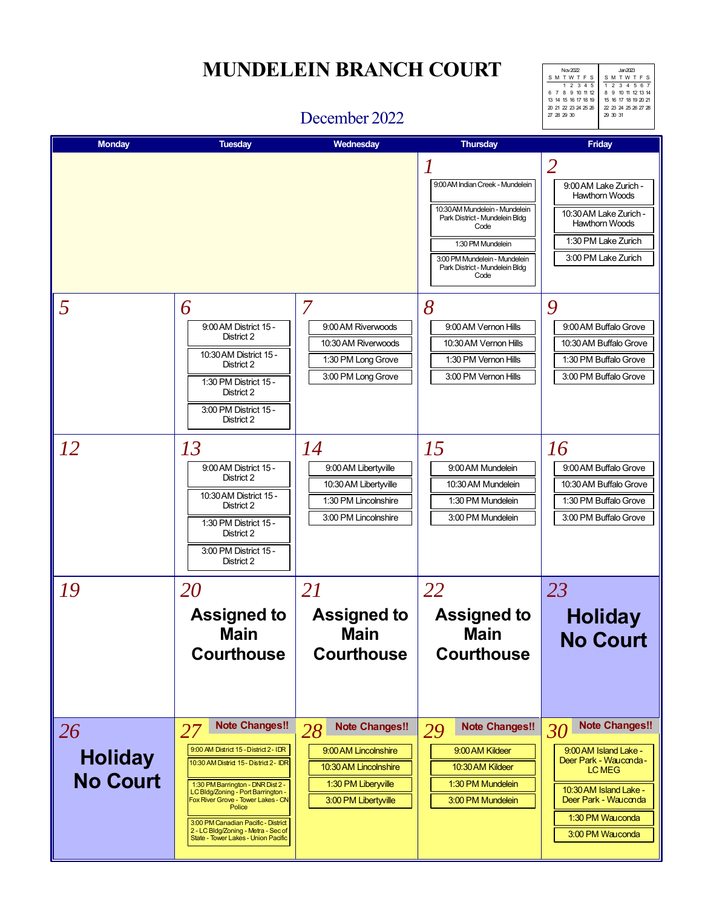# MUNDELEIN BRANCH COURT

## December 2022

| Nov 2022 | | | | | | |
|---|---|---|---|---|---|---|
| S | M | T | W | T | F | S |
| | | 1 | 2 | 3 | 4 | 5 |
| 6 | 7 | 8 | 9 | 10 | 11 | 12 |
| 13 | 14 | 15 | 16 | 17 | 18 | 19 |
| 20 | 21 | 22 | 23 | 24 | 25 | 26 |
| 27 | 28 | 29 | 30 | | | |

| Jan 2023 | | | | | | |
|---|---|---|---|---|---|---|
| S | M | T | W | T | F | S |
| 1 | 2 | 3 | 4 | 5 | 6 | 7 |
| 8 | 9 | 10 | 11 | 12 | 13 | 14 |
| 15 | 16 | 17 | 18 | 19 | 20 | 21 |
| 22 | 23 | 24 | 25 | 26 | 27 | 28 |
| 29 | 30 | 31 | | | | |

| Monday | Tuesday | Wednesday | Thursday | Friday |
|---|---|---|---|---|
| | | | **1**<br>9:00 AM Indian Creek - Mundelein<br>10:30 AM Mundelein - Mundelein Park District - Mundelein Bldg Code<br>1:30 PM Mundelein<br>3:00 PM Mundelein - Mundelein Park District - Mundelein Bldg Code | **2**<br>9:00 AM Lake Zurich - Hawthorn Woods<br>10:30 AM Lake Zurich - Hawthorn Woods<br>1:30 PM Lake Zurich<br>3:00 PM Lake Zurich |
| **5** | **6**<br>9:00 AM District 15 - District 2<br>10:30 AM District 15 - District 2<br>1:30 PM District 15 - District 2<br>3:00 PM District 15 - District 2 | **7**<br>9:00 AM Riverwoods<br>10:30 AM Riverwoods<br>1:30 PM Long Grove<br>3:00 PM Long Grove | **8**<br>9:00 AM Vernon Hills<br>10:30 AM Vernon Hills<br>1:30 PM Vernon Hills<br>3:00 PM Vernon Hills | **9**<br>9:00 AM Buffalo Grove<br>10:30 AM Buffalo Grove<br>1:30 PM Buffalo Grove<br>3:00 PM Buffalo Grove |
| **12** | **13**<br>9:00 AM District 15 - District 2<br>10:30 AM District 15 - District 2<br>1:30 PM District 15 - District 2<br>3:00 PM District 15 - District 2 | **14**<br>9:00 AM Libertyville<br>10:30 AM Libertyville<br>1:30 PM Lincolnshire<br>3:00 PM Lincolnshire | **15**<br>9:00 AM Mundelein<br>10:30 AM Mundelein<br>1:30 PM Mundelein<br>3:00 PM Mundelein | **16**<br>9:00 AM Buffalo Grove<br>10:30 AM Buffalo Grove<br>1:30 PM Buffalo Grove<br>3:00 PM Buffalo Grove |
| **19** | **20**<br>**Assigned to Main Courthouse** | **21**<br>**Assigned to Main Courthouse** | **22**<br>**Assigned to Main Courthouse** | **23**<br>**Holiday No Court** |
| **26**<br>**Holiday No Court** | **27** **Note Changes!!**<br>9:00 AM District 15 - District 2 - IDR<br>10:30 AM District 15 - District 2 - IDR<br>1:30 PM Barrington - DNR Dist 2 - LC Bldg/Zoning - Port Barrington - Fox River Grove - Tower Lakes - CN Police<br>3:00 PM Canadian Pacific - District 2 - LC Bldg/Zoning - Metra - Sec of State - Tower Lakes - Union Pacific | **28** **Note Changes!!**<br>9:00 AM Lincolnshire<br>10:30 AM Lincolnshire<br>1:30 PM Liberyville<br>3:00 PM Libertyville | **29** **Note Changes!!**<br>9:00 AM Kildeer<br>10:30 AM Kildeer<br>1:30 PM Mundelein<br>3:00 PM Mundelein | **30** **Note Changes!!**<br>9:00 AM Island Lake - Deer Park - Wauconda - LC MEG<br>10:30 AM Island Lake - Deer Park - Wauconda<br>1:30 PM Wauconda<br>3:00 PM Wauconda |